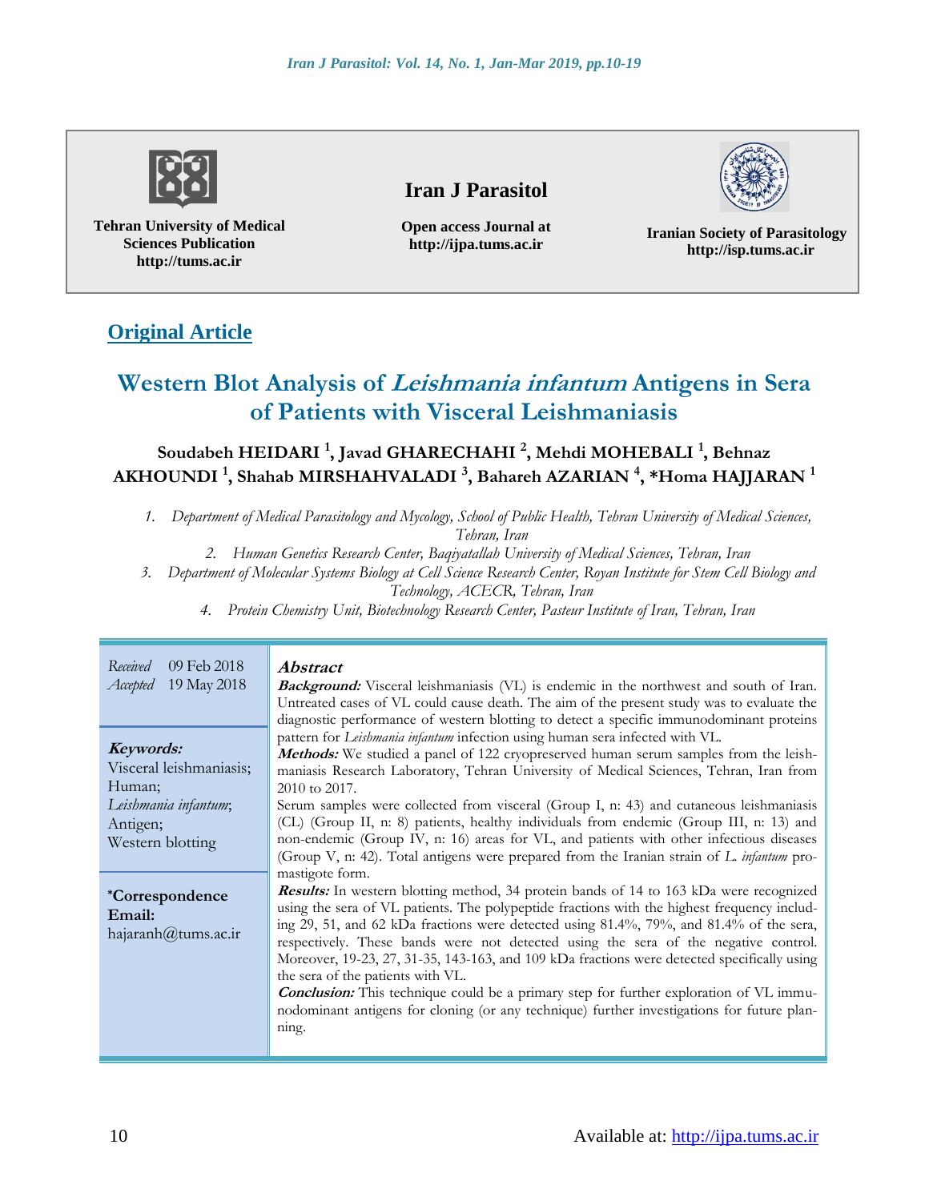Tehran University of Medical Sciences Publication
http://tums.ac.ir

**Iran J Parasitol**

Open access Journal at
http://ijpa.tums.ac.ir

Iranian Society of Parasitology
http://isp.tums.ac.ir

**Original Article**

# Western Blot Analysis of *Leishmania infantum* Antigens in Sera of Patients with Visceral Leishmaniasis

**Soudabeh HEIDARI [1], Javad GHARECHAHI [2], Mehdi MOHEBALI [1], Behnaz AKHOUNDI [1], Shahab MIRSHAHVALADI [3], Bahareh AZARIAN [4], \*Homa HAJJARAN [1]**

1. *Department of Medical Parasitology and Mycology, School of Public Health, Tehran University of Medical Sciences, Tehran, Iran*
2. *Human Genetics Research Center, Baqiyatallah University of Medical Sciences, Tehran, Iran*
3. *Department of Molecular Systems Biology at Cell Science Research Center, Royan Institute for Stem Cell Biology and Technology, ACECR, Tehran, Iran*
4. *Protein Chemistry Unit, Biotechnology Research Center, Pasteur Institute of Iran, Tehran, Iran*

*Received* 09 Feb 2018
*Accepted* 19 May 2018

**Keywords:**
Visceral leishmaniasis;
Human;
*Leishmania infantum*;
Antigen;
Western blotting

**\*Correspondence Email:**
hajaranh@tums.ac.ir

## Abstract

**Background:** Visceral leishmaniasis (VL) is endemic in the northwest and south of Iran. Untreated cases of VL could cause death. The aim of the present study was to evaluate the diagnostic performance of western blotting to detect a specific immunodominant proteins pattern for *Leishmania infantum* infection using human sera infected with VL.

**Methods:** We studied a panel of 122 cryopreserved human serum samples from the leishmaniasis Research Laboratory, Tehran University of Medical Sciences, Tehran, Iran from 2010 to 2017.

Serum samples were collected from visceral (Group I, n: 43) and cutaneous leishmaniasis (CL) (Group II, n: 8) patients, healthy individuals from endemic (Group III, n: 13) and non-endemic (Group IV, n: 16) areas for VL, and patients with other infectious diseases (Group V, n: 42). Total antigens were prepared from the Iranian strain of *L. infantum* promastigote form.

**Results:** In western blotting method, 34 protein bands of 14 to 163 kDa were recognized using the sera of VL patients. The polypeptide fractions with the highest frequency including 29, 51, and 62 kDa fractions were detected using 81.4%, 79%, and 81.4% of the sera, respectively. These bands were not detected using the sera of the negative control. Moreover, 19-23, 27, 31-35, 143-163, and 109 kDa fractions were detected specifically using the sera of the patients with VL.

**Conclusion:** This technique could be a primary step for further exploration of VL immunodominant antigens for cloning (or any technique) further investigations for future planning.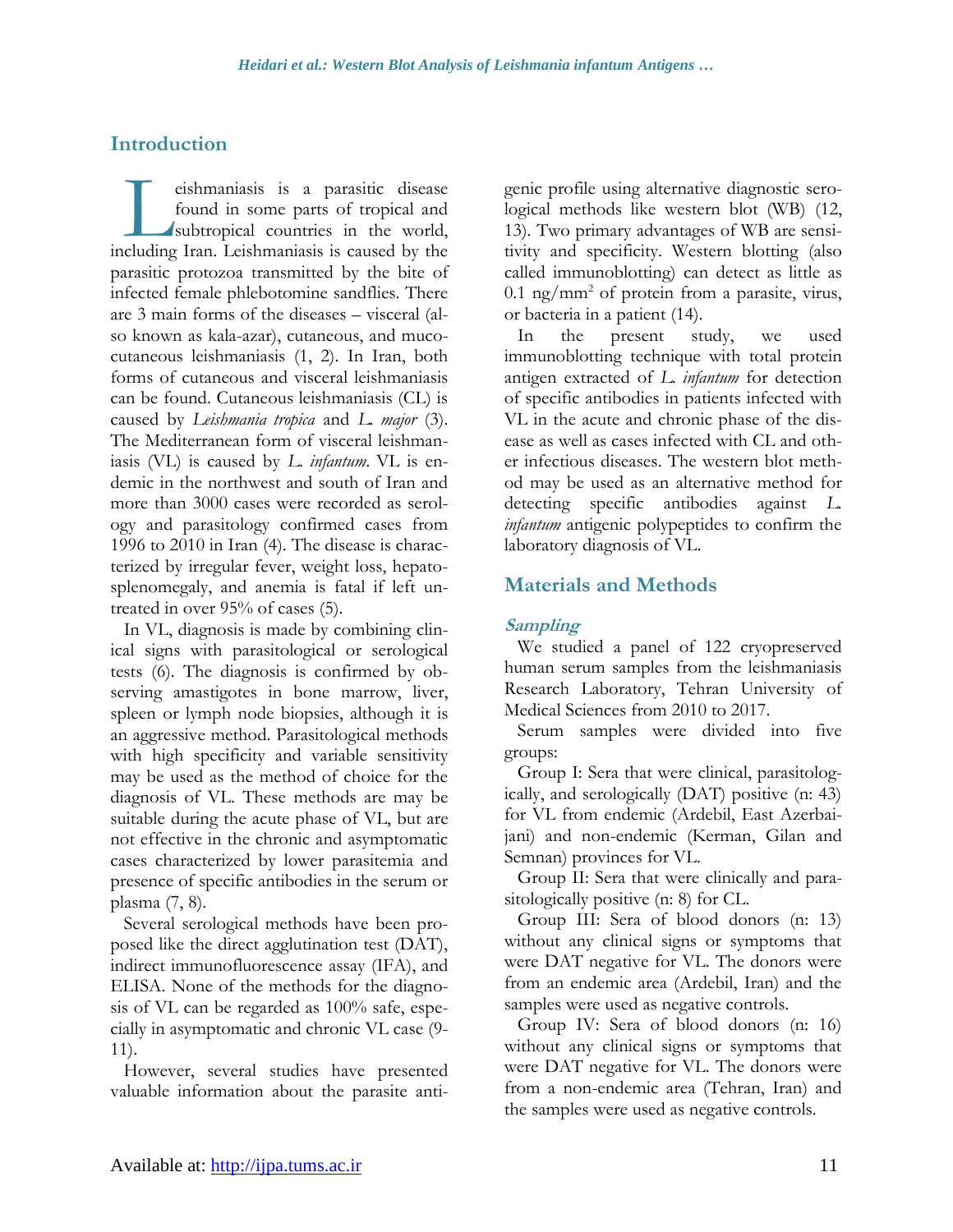## Introduction

Leishmaniasis is a parasitic disease found in some parts of tropical and subtropical countries in the world, including Iran. Leishmaniasis is caused by the parasitic protozoa transmitted by the bite of infected female phlebotomine sandflies. There are 3 main forms of the diseases – visceral (also known as kala-azar), cutaneous, and mucocutaneous leishmaniasis (1, 2). In Iran, both forms of cutaneous and visceral leishmaniasis can be found. Cutaneous leishmaniasis (CL) is caused by *Leishmania tropica* and *L. major* (3). The Mediterranean form of visceral leishmaniasis (VL) is caused by *L. infantum*. VL is endemic in the northwest and south of Iran and more than 3000 cases were recorded as serology and parasitology confirmed cases from 1996 to 2010 in Iran (4). The disease is characterized by irregular fever, weight loss, hepatosplenomegaly, and anemia is fatal if left untreated in over 95% of cases (5).

In VL, diagnosis is made by combining clinical signs with parasitological or serological tests (6). The diagnosis is confirmed by observing amastigotes in bone marrow, liver, spleen or lymph node biopsies, although it is an aggressive method. Parasitological methods with high specificity and variable sensitivity may be used as the method of choice for the diagnosis of VL. These methods are may be suitable during the acute phase of VL, but are not effective in the chronic and asymptomatic cases characterized by lower parasitemia and presence of specific antibodies in the serum or plasma (7, 8).

Several serological methods have been proposed like the direct agglutination test (DAT), indirect immunofluorescence assay (IFA), and ELISA. None of the methods for the diagnosis of VL can be regarded as 100% safe, especially in asymptomatic and chronic VL case (9-11).

However, several studies have presented valuable information about the parasite antigenic profile using alternative diagnostic serological methods like western blot (WB) (12, 13). Two primary advantages of WB are sensitivity and specificity. Western blotting (also called immunoblotting) can detect as little as 0.1 ng/mm$^2$ of protein from a parasite, virus, or bacteria in a patient (14).

In the present study, we used immunoblotting technique with total protein antigen extracted of *L. infantum* for detection of specific antibodies in patients infected with VL in the acute and chronic phase of the disease as well as cases infected with CL and other infectious diseases. The western blot method may be used as an alternative method for detecting specific antibodies against *L. infantum* antigenic polypeptides to confirm the laboratory diagnosis of VL.

## Materials and Methods

### *Sampling*

We studied a panel of 122 cryopreserved human serum samples from the leishmaniasis Research Laboratory, Tehran University of Medical Sciences from 2010 to 2017.

Serum samples were divided into five groups:

Group I: Sera that were clinical, parasitologically, and serologically (DAT) positive (n: 43) for VL from endemic (Ardebil, East Azerbaijani) and non-endemic (Kerman, Gilan and Semnan) provinces for VL.

Group II: Sera that were clinically and parasitologically positive (n: 8) for CL.

Group III: Sera of blood donors (n: 13) without any clinical signs or symptoms that were DAT negative for VL. The donors were from an endemic area (Ardebil, Iran) and the samples were used as negative controls.

Group IV: Sera of blood donors (n: 16) without any clinical signs or symptoms that were DAT negative for VL. The donors were from a non-endemic area (Tehran, Iran) and the samples were used as negative controls.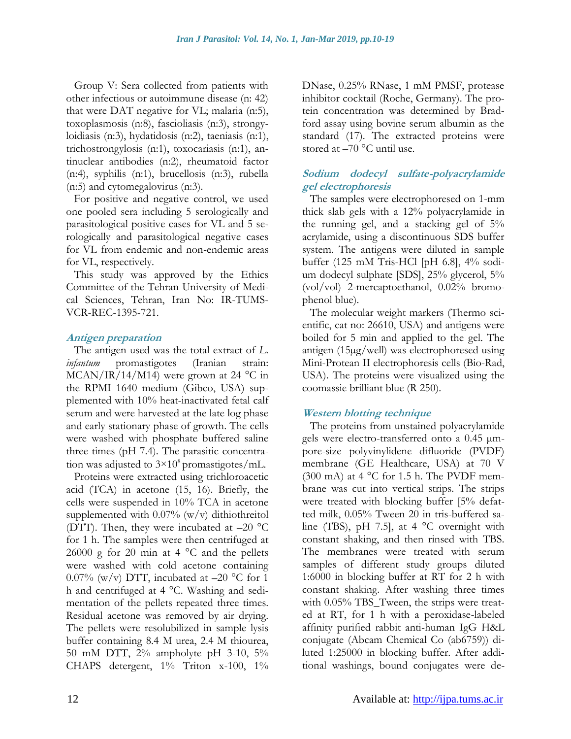Group V: Sera collected from patients with other infectious or autoimmune disease (n: 42) that were DAT negative for VL; malaria (n:5), toxoplasmosis (n:8), fascioliasis (n:3), strongyloidiasis (n:3), hydatidosis (n:2), taeniasis (n:1), trichostrongylosis (n:1), toxocariasis (n:1), antinuclear antibodies (n:2), rheumatoid factor (n:4), syphilis (n:1), brucellosis (n:3), rubella (n:5) and cytomegalovirus (n:3).

For positive and negative control, we used one pooled sera including 5 serologically and parasitological positive cases for VL and 5 serologically and parasitological negative cases for VL from endemic and non-endemic areas for VL, respectively.

This study was approved by the Ethics Committee of the Tehran University of Medical Sciences, Tehran, Iran No: IR-TUMS-VCR-REC-1395-721.

### *Antigen preparation*

The antigen used was the total extract of *L. infantum* promastigotes (Iranian strain: MCAN/IR/14/M14) were grown at 24 °C in the RPMI 1640 medium (Gibco, USA) supplemented with 10% heat-inactivated fetal calf serum and were harvested at the late log phase and early stationary phase of growth. The cells were washed with phosphate buffered saline three times (pH 7.4). The parasitic concentration was adjusted to $3\times10^{8}$ promastigotes/mL.

Proteins were extracted using trichloroacetic acid (TCA) in acetone (15, 16). Briefly, the cells were suspended in 10% TCA in acetone supplemented with 0.07% (w/v) dithiothreitol (DTT). Then, they were incubated at –20 °C for 1 h. The samples were then centrifuged at 26000 g for 20 min at 4 °C and the pellets were washed with cold acetone containing 0.07% (w/v) DTT, incubated at –20 °C for 1 h and centrifuged at 4 °C. Washing and sedimentation of the pellets repeated three times. Residual acetone was removed by air drying. The pellets were resolubilized in sample lysis buffer containing 8.4 M urea, 2.4 M thiourea, 50 mM DTT, 2% ampholyte pH 3-10, 5% CHAPS detergent, 1% Triton x-100, 1% DNase, 0.25% RNase, 1 mM PMSF, protease inhibitor cocktail (Roche, Germany). The protein concentration was determined by Bradford assay using bovine serum albumin as the standard (17). The extracted proteins were stored at –70 °C until use.

### *Sodium dodecyl sulfate-polyacrylamide gel electrophoresis*

The samples were electrophoresed on 1-mm thick slab gels with a 12% polyacrylamide in the running gel, and a stacking gel of 5% acrylamide, using a discontinuous SDS buffer system. The antigens were diluted in sample buffer (125 mM Tris-HCl [pH 6.8], 4% sodium dodecyl sulphate [SDS], 25% glycerol, 5% (vol/vol) 2-mercaptoethanol, 0.02% bromophenol blue).

The molecular weight markers (Thermo scientific, cat no: 26610, USA) and antigens were boiled for 5 min and applied to the gel. The antigen (15μg/well) was electrophoresed using Mini-Protean II electrophoresis cells (Bio-Rad, USA). The proteins were visualized using the coomassie brilliant blue (R 250).

### *Western blotting technique*

The proteins from unstained polyacrylamide gels were electro-transferred onto a 0.45 μm-pore-size polyvinylidene difluoride (PVDF) membrane (GE Healthcare, USA) at 70 V (300 mA) at 4 °C for 1.5 h. The PVDF membrane was cut into vertical strips. The strips were treated with blocking buffer [5% defatted milk, 0.05% Tween 20 in tris-buffered saline (TBS), pH 7.5], at 4 °C overnight with constant shaking, and then rinsed with TBS. The membranes were treated with serum samples of different study groups diluted 1:6000 in blocking buffer at RT for 2 h with constant shaking. After washing three times with 0.05% TBS_Tween, the strips were treated at RT, for 1 h with a peroxidase-labeled affinity purified rabbit anti-human IgG H&L conjugate (Abcam Chemical Co (ab6759)) diluted 1:25000 in blocking buffer. After additional washings, bound conjugates were de-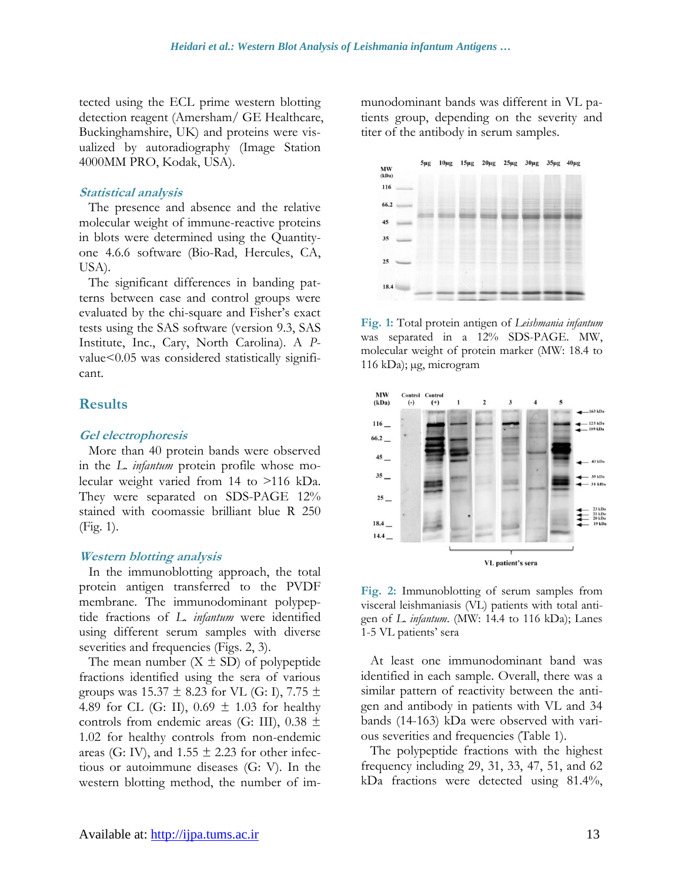tected using the ECL prime western blotting detection reagent (Amersham/ GE Healthcare, Buckinghamshire, UK) and proteins were visualized by autoradiography (Image Station 4000MM PRO, Kodak, USA).

### *Statistical analysis*

The presence and absence and the relative molecular weight of immune-reactive proteins in blots were determined using the Quantity-one 4.6.6 software (Bio-Rad, Hercules, CA, USA).

The significant differences in banding patterns between case and control groups were evaluated by the chi-square and Fisher's exact tests using the SAS software (version 9.3, SAS Institute, Inc., Cary, North Carolina). A *P*-value<0.05 was considered statistically significant.

## Results

### *Gel electrophoresis*

More than 40 protein bands were observed in the *L. infantum* protein profile whose molecular weight varied from 14 to >116 kDa. They were separated on SDS-PAGE 12% stained with coomassie brilliant blue R 250 (Fig. 1).

### *Western blotting analysis*

In the immunoblotting approach, the total protein antigen transferred to the PVDF membrane. The immunodominant polypeptide fractions of *L. infantum* were identified using different serum samples with diverse severities and frequencies (Figs. 2, 3).

The mean number (X ± SD) of polypeptide fractions identified using the sera of various groups was 15.37 ± 8.23 for VL (G: I), 7.75 ± 4.89 for CL (G: II), 0.69 ± 1.03 for healthy controls from endemic areas (G: III), 0.38 ± 1.02 for healthy controls from non-endemic areas (G: IV), and 1.55 ± 2.23 for other infectious or autoimmune diseases (G: V). In the western blotting method, the number of immunodominant bands was different in VL patients group, depending on the severity and titer of the antibody in serum samples.

**Fig. 1:** Total protein antigen of *Leishmania infantum* was separated in a 12% SDS-PAGE. MW, molecular weight of protein marker (MW: 18.4 to 116 kDa); µg, microgram

**Fig. 2:** Immunoblotting of serum samples from visceral leishmaniasis (VL) patients with total antigen of *L. infantum*. (MW: 14.4 to 116 kDa); Lanes 1-5 VL patients' sera

At least one immunodominant band was identified in each sample. Overall, there was a similar pattern of reactivity between the antigen and antibody in patients with VL and 34 bands (14-163) kDa were observed with various severities and frequencies (Table 1).

The polypeptide fractions with the highest frequency including 29, 31, 33, 47, 51, and 62 kDa fractions were detected using 81.4%,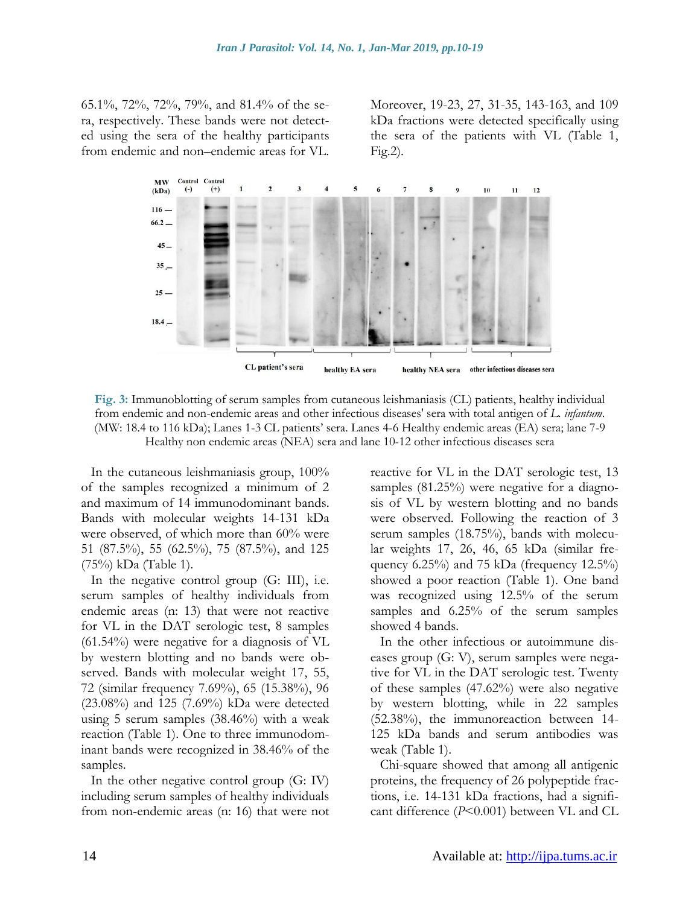65.1%, 72%, 72%, 79%, and 81.4% of the sera, respectively. These bands were not detected using the sera of the healthy participants from endemic and non–endemic areas for VL. Moreover, 19-23, 27, 31-35, 143-163, and 109 kDa fractions were detected specifically using the sera of the patients with VL (Table 1, Fig.2).

**Fig. 3:** Immunoblotting of serum samples from cutaneous leishmaniasis (CL) patients, healthy individual from endemic and non-endemic areas and other infectious diseases' sera with total antigen of *L. infantum*. (MW: 18.4 to 116 kDa); Lanes 1-3 CL patients' sera. Lanes 4-6 Healthy endemic areas (EA) sera; lane 7-9 Healthy non endemic areas (NEA) sera and lane 10-12 other infectious diseases sera

In the cutaneous leishmaniasis group, 100% of the samples recognized a minimum of 2 and maximum of 14 immunodominant bands. Bands with molecular weights 14-131 kDa were observed, of which more than 60% were 51 (87.5%), 55 (62.5%), 75 (87.5%), and 125 (75%) kDa (Table 1).

In the negative control group (G: III), i.e. serum samples of healthy individuals from endemic areas (n: 13) that were not reactive for VL in the DAT serologic test, 8 samples (61.54%) were negative for a diagnosis of VL by western blotting and no bands were observed. Bands with molecular weight 17, 55, 72 (similar frequency 7.69%), 65 (15.38%), 96 (23.08%) and 125 (7.69%) kDa were detected using 5 serum samples (38.46%) with a weak reaction (Table 1). One to three immunodominant bands were recognized in 38.46% of the samples.

In the other negative control group (G: IV) including serum samples of healthy individuals from non-endemic areas (n: 16) that were not reactive for VL in the DAT serologic test, 13 samples (81.25%) were negative for a diagnosis of VL by western blotting and no bands were observed. Following the reaction of 3 serum samples (18.75%), bands with molecular weights 17, 26, 46, 65 kDa (similar frequency 6.25%) and 75 kDa (frequency 12.5%) showed a poor reaction (Table 1). One band was recognized using 12.5% of the serum samples and 6.25% of the serum samples showed 4 bands.

In the other infectious or autoimmune diseases group (G: V), serum samples were negative for VL in the DAT serologic test. Twenty of these samples (47.62%) were also negative by western blotting, while in 22 samples (52.38%), the immunoreaction between 14-125 kDa bands and serum antibodies was weak (Table 1).

Chi-square showed that among all antigenic proteins, the frequency of 26 polypeptide fractions, i.e. 14-131 kDa fractions, had a significant difference ($P$<0.001) between VL and CL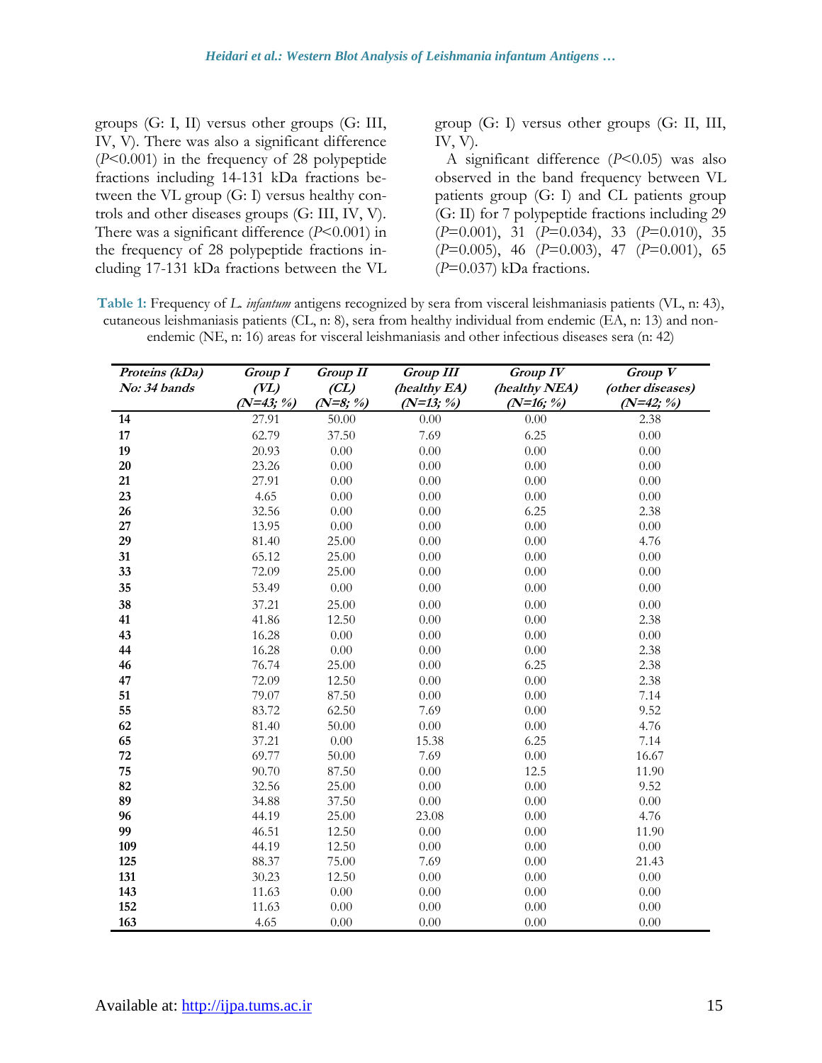groups (G: I, II) versus other groups (G: III, IV, V). There was also a significant difference ($P$<0.001) in the frequency of 28 polypeptide fractions including 14-131 kDa fractions between the VL group (G: I) versus healthy controls and other diseases groups (G: III, IV, V). There was a significant difference ($P$<0.001) in the frequency of 28 polypeptide fractions including 17-131 kDa fractions between the VL group (G: I) versus other groups (G: II, III, IV, V).

A significant difference ($P$<0.05) was also observed in the band frequency between VL patients group (G: I) and CL patients group (G: II) for 7 polypeptide fractions including 29 ($P$=0.001), 31 ($P$=0.034), 33 ($P$=0.010), 35 ($P$=0.005), 46 ($P$=0.003), 47 ($P$=0.001), 65 ($P$=0.037) kDa fractions.

**Table 1:** Frequency of *L. infantum* antigens recognized by sera from visceral leishmaniasis patients (VL, n: 43), cutaneous leishmaniasis patients (CL, n: 8), sera from healthy individual from endemic (EA, n: 13) and non-endemic (NE, n: 16) areas for visceral leishmaniasis and other infectious diseases sera (n: 42)

| *Proteins (kDa) No: 34 bands* | *Group I (VL) (N=43; %)* | *Group II (CL) (N=8; %)* | *Group III (healthy EA) (N=13; %)* | *Group IV (healthy NEA) (N=16; %)* | *Group V (other diseases) (N=42; %)* |
|---|---|---|---|---|---|
| **14** | 27.91 | 50.00 | 0.00 | 0.00 | 2.38 |
| **17** | 62.79 | 37.50 | 7.69 | 6.25 | 0.00 |
| **19** | 20.93 | 0.00 | 0.00 | 0.00 | 0.00 |
| **20** | 23.26 | 0.00 | 0.00 | 0.00 | 0.00 |
| **21** | 27.91 | 0.00 | 0.00 | 0.00 | 0.00 |
| **23** | 4.65 | 0.00 | 0.00 | 0.00 | 0.00 |
| **26** | 32.56 | 0.00 | 0.00 | 6.25 | 2.38 |
| **27** | 13.95 | 0.00 | 0.00 | 0.00 | 0.00 |
| **29** | 81.40 | 25.00 | 0.00 | 0.00 | 4.76 |
| **31** | 65.12 | 25.00 | 0.00 | 0.00 | 0.00 |
| **33** | 72.09 | 25.00 | 0.00 | 0.00 | 0.00 |
| **35** | 53.49 | 0.00 | 0.00 | 0.00 | 0.00 |
| **38** | 37.21 | 25.00 | 0.00 | 0.00 | 0.00 |
| **41** | 41.86 | 12.50 | 0.00 | 0.00 | 2.38 |
| **43** | 16.28 | 0.00 | 0.00 | 0.00 | 0.00 |
| **44** | 16.28 | 0.00 | 0.00 | 0.00 | 2.38 |
| **46** | 76.74 | 25.00 | 0.00 | 6.25 | 2.38 |
| **47** | 72.09 | 12.50 | 0.00 | 0.00 | 2.38 |
| **51** | 79.07 | 87.50 | 0.00 | 0.00 | 7.14 |
| **55** | 83.72 | 62.50 | 7.69 | 0.00 | 9.52 |
| **62** | 81.40 | 50.00 | 0.00 | 0.00 | 4.76 |
| **65** | 37.21 | 0.00 | 15.38 | 6.25 | 7.14 |
| **72** | 69.77 | 50.00 | 7.69 | 0.00 | 16.67 |
| **75** | 90.70 | 87.50 | 0.00 | 12.5 | 11.90 |
| **82** | 32.56 | 25.00 | 0.00 | 0.00 | 9.52 |
| **89** | 34.88 | 37.50 | 0.00 | 0.00 | 0.00 |
| **96** | 44.19 | 25.00 | 23.08 | 0.00 | 4.76 |
| **99** | 46.51 | 12.50 | 0.00 | 0.00 | 11.90 |
| **109** | 44.19 | 12.50 | 0.00 | 0.00 | 0.00 |
| **125** | 88.37 | 75.00 | 7.69 | 0.00 | 21.43 |
| **131** | 30.23 | 12.50 | 0.00 | 0.00 | 0.00 |
| **143** | 11.63 | 0.00 | 0.00 | 0.00 | 0.00 |
| **152** | 11.63 | 0.00 | 0.00 | 0.00 | 0.00 |
| **163** | 4.65 | 0.00 | 0.00 | 0.00 | 0.00 |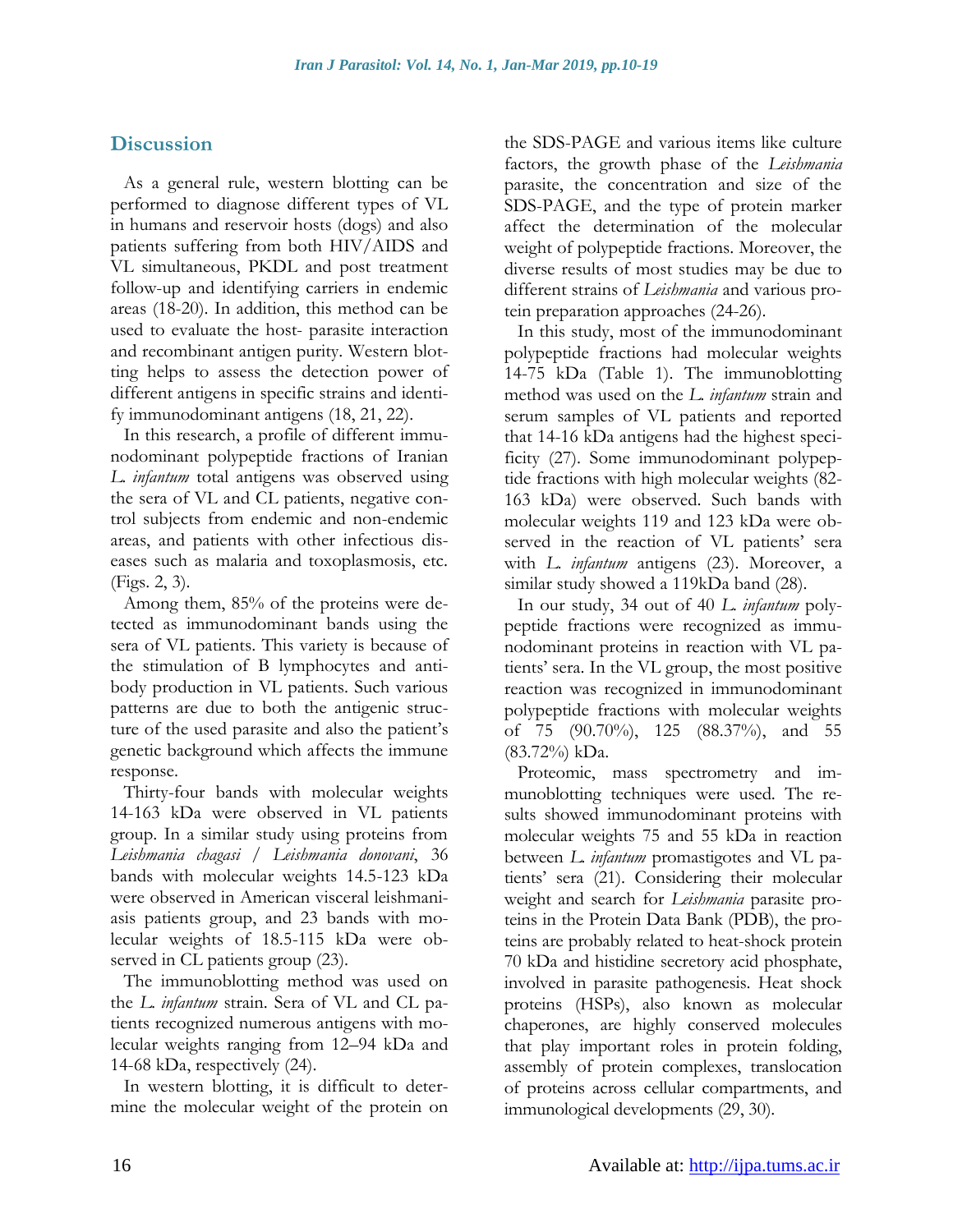## Discussion

As a general rule, western blotting can be performed to diagnose different types of VL in humans and reservoir hosts (dogs) and also patients suffering from both HIV/AIDS and VL simultaneous, PKDL and post treatment follow-up and identifying carriers in endemic areas (18-20). In addition, this method can be used to evaluate the host- parasite interaction and recombinant antigen purity. Western blotting helps to assess the detection power of different antigens in specific strains and identify immunodominant antigens (18, 21, 22).

In this research, a profile of different immunodominant polypeptide fractions of Iranian *L. infantum* total antigens was observed using the sera of VL and CL patients, negative control subjects from endemic and non-endemic areas, and patients with other infectious diseases such as malaria and toxoplasmosis, etc. (Figs. 2, 3).

Among them, 85% of the proteins were detected as immunodominant bands using the sera of VL patients. This variety is because of the stimulation of B lymphocytes and antibody production in VL patients. Such various patterns are due to both the antigenic structure of the used parasite and also the patient's genetic background which affects the immune response.

Thirty-four bands with molecular weights 14-163 kDa were observed in VL patients group. In a similar study using proteins from *Leishmania chagasi* / *Leishmania donovani*, 36 bands with molecular weights 14.5-123 kDa were observed in American visceral leishmaniasis patients group, and 23 bands with molecular weights of 18.5-115 kDa were observed in CL patients group (23).

The immunoblotting method was used on the *L. infantum* strain. Sera of VL and CL patients recognized numerous antigens with molecular weights ranging from 12–94 kDa and 14-68 kDa, respectively (24).

In western blotting, it is difficult to determine the molecular weight of the protein on the SDS-PAGE and various items like culture factors, the growth phase of the *Leishmania* parasite, the concentration and size of the SDS-PAGE, and the type of protein marker affect the determination of the molecular weight of polypeptide fractions. Moreover, the diverse results of most studies may be due to different strains of *Leishmania* and various protein preparation approaches (24-26).

In this study, most of the immunodominant polypeptide fractions had molecular weights 14-75 kDa (Table 1). The immunoblotting method was used on the *L. infantum* strain and serum samples of VL patients and reported that 14-16 kDa antigens had the highest specificity (27). Some immunodominant polypeptide fractions with high molecular weights (82-163 kDa) were observed. Such bands with molecular weights 119 and 123 kDa were observed in the reaction of VL patients' sera with *L. infantum* antigens (23). Moreover, a similar study showed a 119kDa band (28).

In our study, 34 out of 40 *L. infantum* polypeptide fractions were recognized as immunodominant proteins in reaction with VL patients' sera. In the VL group, the most positive reaction was recognized in immunodominant polypeptide fractions with molecular weights of 75 (90.70%), 125 (88.37%), and 55 (83.72%) kDa.

Proteomic, mass spectrometry and immunoblotting techniques were used. The results showed immunodominant proteins with molecular weights 75 and 55 kDa in reaction between *L. infantum* promastigotes and VL patients' sera (21). Considering their molecular weight and search for *Leishmania* parasite proteins in the Protein Data Bank (PDB), the proteins are probably related to heat-shock protein 70 kDa and histidine secretory acid phosphate, involved in parasite pathogenesis. Heat shock proteins (HSPs), also known as molecular chaperones, are highly conserved molecules that play important roles in protein folding, assembly of protein complexes, translocation of proteins across cellular compartments, and immunological developments (29, 30).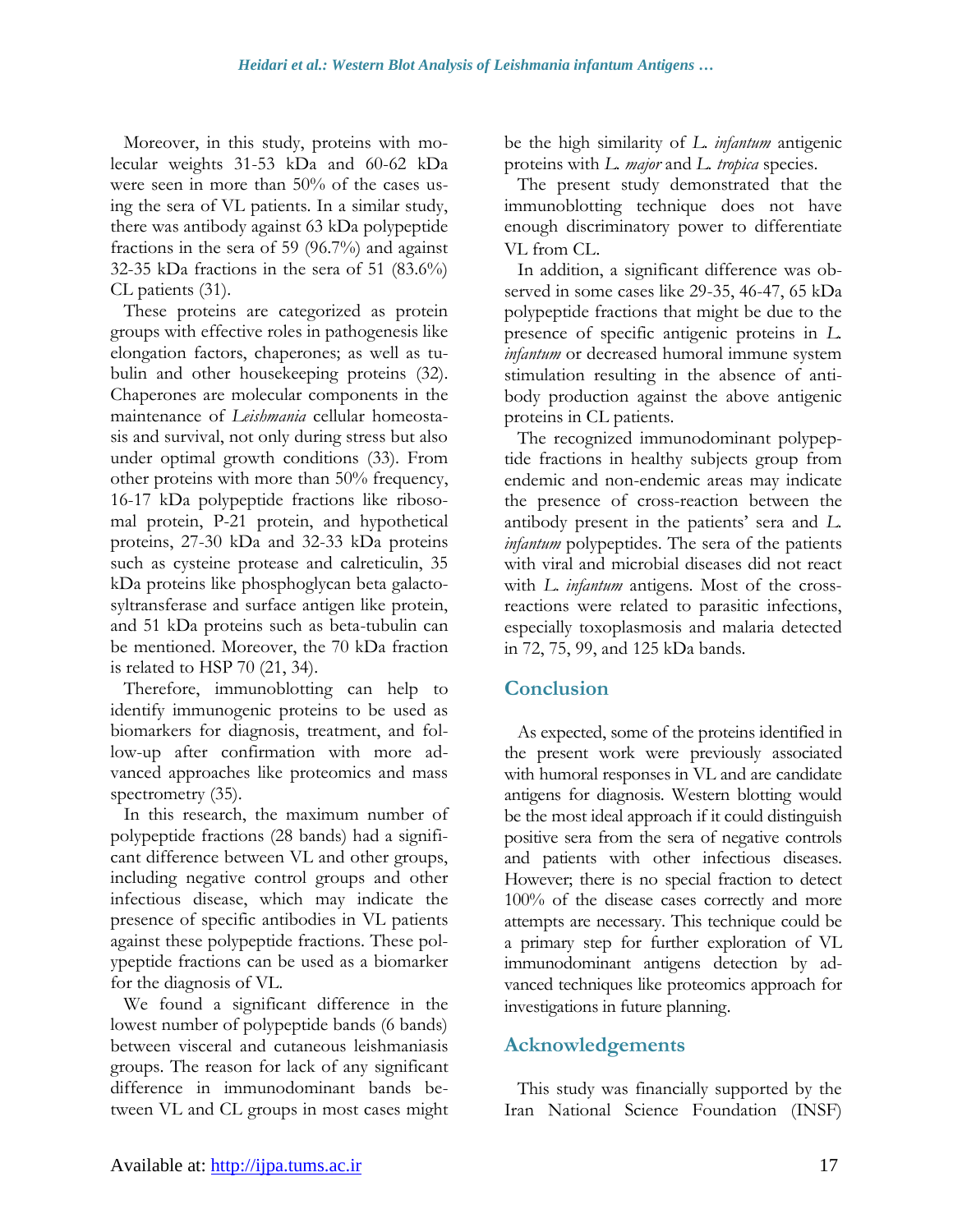Moreover, in this study, proteins with molecular weights 31-53 kDa and 60-62 kDa were seen in more than 50% of the cases using the sera of VL patients. In a similar study, there was antibody against 63 kDa polypeptide fractions in the sera of 59 (96.7%) and against 32-35 kDa fractions in the sera of 51 (83.6%) CL patients (31).

These proteins are categorized as protein groups with effective roles in pathogenesis like elongation factors, chaperones; as well as tubulin and other housekeeping proteins (32). Chaperones are molecular components in the maintenance of *Leishmania* cellular homeostasis and survival, not only during stress but also under optimal growth conditions (33). From other proteins with more than 50% frequency, 16-17 kDa polypeptide fractions like ribosomal protein, P-21 protein, and hypothetical proteins, 27-30 kDa and 32-33 kDa proteins such as cysteine protease and calreticulin, 35 kDa proteins like phosphoglycan beta galactosyltransferase and surface antigen like protein, and 51 kDa proteins such as beta-tubulin can be mentioned. Moreover, the 70 kDa fraction is related to HSP 70 (21, 34).

Therefore, immunoblotting can help to identify immunogenic proteins to be used as biomarkers for diagnosis, treatment, and follow-up after confirmation with more advanced approaches like proteomics and mass spectrometry (35).

In this research, the maximum number of polypeptide fractions (28 bands) had a significant difference between VL and other groups, including negative control groups and other infectious disease, which may indicate the presence of specific antibodies in VL patients against these polypeptide fractions. These polypeptide fractions can be used as a biomarker for the diagnosis of VL.

We found a significant difference in the lowest number of polypeptide bands (6 bands) between visceral and cutaneous leishmaniasis groups. The reason for lack of any significant difference in immunodominant bands between VL and CL groups in most cases might be the high similarity of *L. infantum* antigenic proteins with *L. major* and *L. tropica* species.

The present study demonstrated that the immunoblotting technique does not have enough discriminatory power to differentiate VL from CL.

In addition, a significant difference was observed in some cases like 29-35, 46-47, 65 kDa polypeptide fractions that might be due to the presence of specific antigenic proteins in *L. infantum* or decreased humoral immune system stimulation resulting in the absence of antibody production against the above antigenic proteins in CL patients.

The recognized immunodominant polypeptide fractions in healthy subjects group from endemic and non-endemic areas may indicate the presence of cross-reaction between the antibody present in the patients' sera and *L. infantum* polypeptides. The sera of the patients with viral and microbial diseases did not react with *L. infantum* antigens. Most of the cross-reactions were related to parasitic infections, especially toxoplasmosis and malaria detected in 72, 75, 99, and 125 kDa bands.

## Conclusion

As expected, some of the proteins identified in the present work were previously associated with humoral responses in VL and are candidate antigens for diagnosis. Western blotting would be the most ideal approach if it could distinguish positive sera from the sera of negative controls and patients with other infectious diseases. However; there is no special fraction to detect 100% of the disease cases correctly and more attempts are necessary. This technique could be a primary step for further exploration of VL immunodominant antigens detection by advanced techniques like proteomics approach for investigations in future planning.

## Acknowledgements

This study was financially supported by the Iran National Science Foundation (INSF)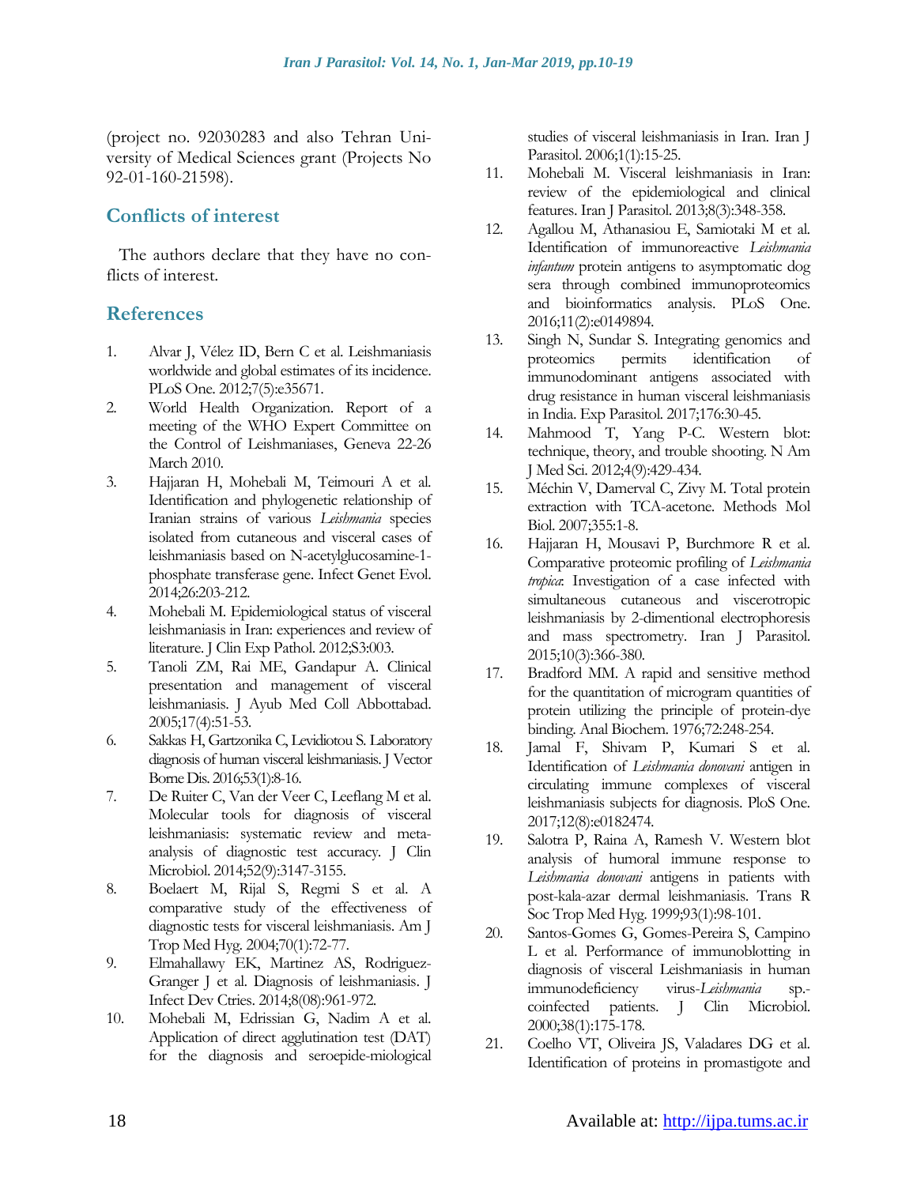(project no. 92030283 and also Tehran University of Medical Sciences grant (Projects No 92-01-160-21598).

## Conflicts of interest

The authors declare that they have no conflicts of interest.

## References

1. Alvar J, Vélez ID, Bern C et al. Leishmaniasis worldwide and global estimates of its incidence. PLoS One. 2012;7(5):e35671.
2. World Health Organization. Report of a meeting of the WHO Expert Committee on the Control of Leishmaniases, Geneva 22-26 March 2010.
3. Hajjaran H, Mohebali M, Teimouri A et al. Identification and phylogenetic relationship of Iranian strains of various *Leishmania* species isolated from cutaneous and visceral cases of leishmaniasis based on N-acetylglucosamine-1-phosphate transferase gene. Infect Genet Evol. 2014;26:203-212.
4. Mohebali M. Epidemiological status of visceral leishmaniasis in Iran: experiences and review of literature. J Clin Exp Pathol. 2012;S3:003.
5. Tanoli ZM, Rai ME, Gandapur A. Clinical presentation and management of visceral leishmaniasis. J Ayub Med Coll Abbottabad. 2005;17(4):51-53.
6. Sakkas H, Gartzonika C, Levidiotou S. Laboratory diagnosis of human visceral leishmaniasis. J Vector Borne Dis. 2016;53(1):8-16.
7. De Ruiter C, Van der Veer C, Leeflang M et al. Molecular tools for diagnosis of visceral leishmaniasis: systematic review and meta-analysis of diagnostic test accuracy. J Clin Microbiol. 2014;52(9):3147-3155.
8. Boelaert M, Rijal S, Regmi S et al. A comparative study of the effectiveness of diagnostic tests for visceral leishmaniasis. Am J Trop Med Hyg. 2004;70(1):72-77.
9. Elmahallawy EK, Martinez AS, Rodriguez-Granger J et al. Diagnosis of leishmaniasis. J Infect Dev Ctries. 2014;8(08):961-972.
10. Mohebali M, Edrissian G, Nadim A et al. Application of direct agglutination test (DAT) for the diagnosis and seroepide-miological studies of visceral leishmaniasis in Iran. Iran J Parasitol. 2006;1(1):15-25.
11. Mohebali M. Visceral leishmaniasis in Iran: review of the epidemiological and clinical features. Iran J Parasitol. 2013;8(3):348-358.
12. Agallou M, Athanasiou E, Samiotaki M et al. Identification of immunoreactive *Leishmania infantum* protein antigens to asymptomatic dog sera through combined immunoproteomics and bioinformatics analysis. PLoS One. 2016;11(2):e0149894.
13. Singh N, Sundar S. Integrating genomics and proteomics permits identification of immunodominant antigens associated with drug resistance in human visceral leishmaniasis in India. Exp Parasitol. 2017;176:30-45.
14. Mahmood T, Yang P-C. Western blot: technique, theory, and trouble shooting. N Am J Med Sci. 2012;4(9):429-434.
15. Méchin V, Damerval C, Zivy M. Total protein extraction with TCA-acetone. Methods Mol Biol. 2007;355:1-8.
16. Hajjaran H, Mousavi P, Burchmore R et al. Comparative proteomic profiling of *Leishmania tropica*: Investigation of a case infected with simultaneous cutaneous and viscerotropic leishmaniasis by 2-dimentional electrophoresis and mass spectrometry. Iran J Parasitol. 2015;10(3):366-380.
17. Bradford MM. A rapid and sensitive method for the quantitation of microgram quantities of protein utilizing the principle of protein-dye binding. Anal Biochem. 1976;72:248-254.
18. Jamal F, Shivam P, Kumari S et al. Identification of *Leishmania donovani* antigen in circulating immune complexes of visceral leishmaniasis subjects for diagnosis. PloS One. 2017;12(8):e0182474.
19. Salotra P, Raina A, Ramesh V. Western blot analysis of humoral immune response to *Leishmania donovani* antigens in patients with post-kala-azar dermal leishmaniasis. Trans R Soc Trop Med Hyg. 1999;93(1):98-101.
20. Santos-Gomes G, Gomes-Pereira S, Campino L et al. Performance of immunoblotting in diagnosis of visceral Leishmaniasis in human immunodeficiency virus-*Leishmania* sp.-coinfected patients. J Clin Microbiol. 2000;38(1):175-178.
21. Coelho VT, Oliveira JS, Valadares DG et al. Identification of proteins in promastigote and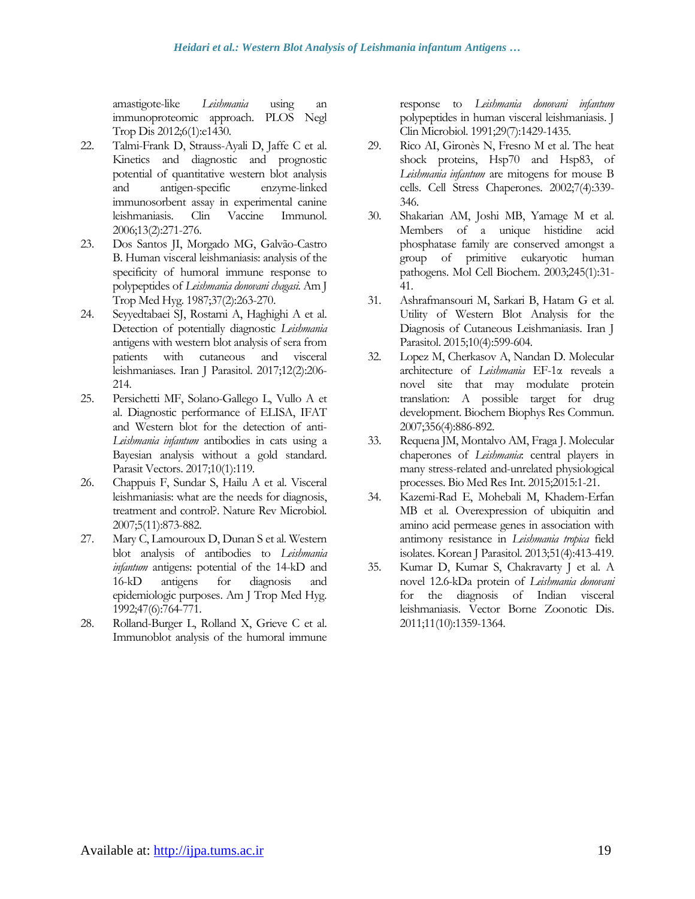amastigote-like *Leishmania* using an immunoproteomic approach. PLOS Negl Trop Dis 2012;6(1):e1430.

22. Talmi-Frank D, Strauss-Ayali D, Jaffe C et al. Kinetics and diagnostic and prognostic potential of quantitative western blot analysis and antigen-specific enzyme-linked immunosorbent assay in experimental canine leishmaniasis. Clin Vaccine Immunol. 2006;13(2):271-276.
23. Dos Santos JI, Morgado MG, Galvão-Castro B. Human visceral leishmaniasis: analysis of the specificity of humoral immune response to polypeptides of *Leishmania donovani chagasi*. Am J Trop Med Hyg. 1987;37(2):263-270.
24. Seyyedtabaei SJ, Rostami A, Haghighi A et al. Detection of potentially diagnostic *Leishmania* antigens with western blot analysis of sera from patients with cutaneous and visceral leishmaniases. Iran J Parasitol. 2017;12(2):206-214.
25. Persichetti MF, Solano-Gallego L, Vullo A et al. Diagnostic performance of ELISA, IFAT and Western blot for the detection of anti-*Leishmania infantum* antibodies in cats using a Bayesian analysis without a gold standard. Parasit Vectors. 2017;10(1):119.
26. Chappuis F, Sundar S, Hailu A et al. Visceral leishmaniasis: what are the needs for diagnosis, treatment and control?. Nature Rev Microbiol. 2007;5(11):873-882.
27. Mary C, Lamouroux D, Dunan S et al. Western blot analysis of antibodies to *Leishmania infantum* antigens: potential of the 14-kD and 16-kD antigens for diagnosis and epidemiologic purposes. Am J Trop Med Hyg. 1992;47(6):764-771.
28. Rolland-Burger L, Rolland X, Grieve C et al. Immunoblot analysis of the humoral immune response to *Leishmania donovani infantum* polypeptides in human visceral leishmaniasis. J Clin Microbiol. 1991;29(7):1429-1435.
29. Rico AI, Gironès N, Fresno M et al. The heat shock proteins, Hsp70 and Hsp83, of *Leishmania infantum* are mitogens for mouse B cells. Cell Stress Chaperones. 2002;7(4):339-346.
30. Shakarian AM, Joshi MB, Yamage M et al. Members of a unique histidine acid phosphatase family are conserved amongst a group of primitive eukaryotic human pathogens. Mol Cell Biochem. 2003;245(1):31-41.
31. Ashrafmansouri M, Sarkari B, Hatam G et al. Utility of Western Blot Analysis for the Diagnosis of Cutaneous Leishmaniasis. Iran J Parasitol. 2015;10(4):599-604.
32. Lopez M, Cherkasov A, Nandan D. Molecular architecture of *Leishmania* EF-1α reveals a novel site that may modulate protein translation: A possible target for drug development. Biochem Biophys Res Commun. 2007;356(4):886-892.
33. Requena JM, Montalvo AM, Fraga J. Molecular chaperones of *Leishmania*: central players in many stress-related and-unrelated physiological processes. Bio Med Res Int. 2015;2015:1-21.
34. Kazemi-Rad E, Mohebali M, Khadem-Erfan MB et al. Overexpression of ubiquitin and amino acid permease genes in association with antimony resistance in *Leishmania tropica* field isolates. Korean J Parasitol. 2013;51(4):413-419.
35. Kumar D, Kumar S, Chakravarty J et al. A novel 12.6-kDa protein of *Leishmania donovani* for the diagnosis of Indian visceral leishmaniasis. Vector Borne Zoonotic Dis. 2011;11(10):1359-1364.